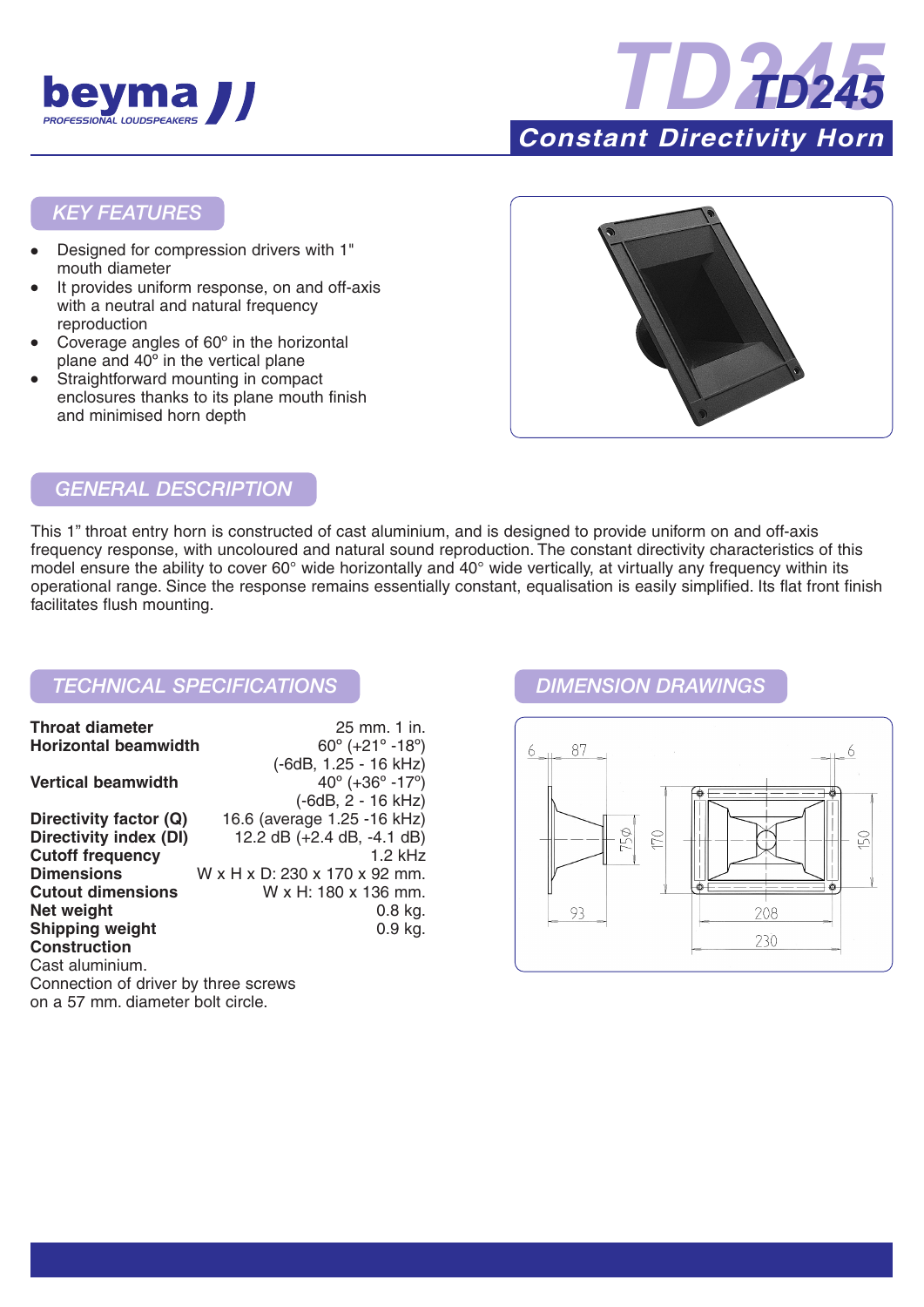# beyma

PROFESSIONAL LOUDSPEAKERS

# TD245

## Constant Directivity Horn

## KEY FEATURES

- Designed for compression drivers with 1" mouth diameter
- It provides uniform response, on and off-axis with a neutral and natural frequency reproduction
- Coverage angles of 60º in the horizontal plane and 40º in the vertical plane
- Straightforward mounting in compact enclosures thanks to its plane mouth finish and minimised horn depth

## GENERAL DESCRIPTION

This 1" throat entry horn is constructed of cast aluminium, and is designed to provide uniform on and off-axis frequency response, with uncoloured and natural sound reproduction. The constant directivity characteristics of this model ensure the ability to cover 60° wide horizontally and 40° wide vertically, at virtually any frequency within its operational range. Since the response remains essentially constant, equalisation is easily simplified. Its flat front finish facilitates flush mounting.

## TECHNICAL SPECIFICATIONS

| | |
|---|---|
| **Throat diameter** | 25 mm. 1 in. |
| **Horizontal beamwidth** | 60º (+21º -18º) (-6dB, 1.25 - 16 kHz) |
| **Vertical beamwidth** | 40º (+36º -17º) (-6dB, 2 - 16 kHz) |
| **Directivity factor (Q)** | 16.6 (average 1.25 -16 kHz) |
| **Directivity index (DI)** | 12.2 dB (+2.4 dB, -4.1 dB) |
| **Cutoff frequency** | 1.2 kHz |
| **Dimensions** | W x H x D: 230 x 170 x 92 mm. |
| **Cutout dimensions** | W x H: 180 x 136 mm. |
| **Net weight** | 0.8 kg. |
| **Shipping weight** | 0.9 kg. |

**Construction**

Cast aluminium.
Connection of driver by three screws on a 57 mm. diameter bolt circle.

## DIMENSION DRAWINGS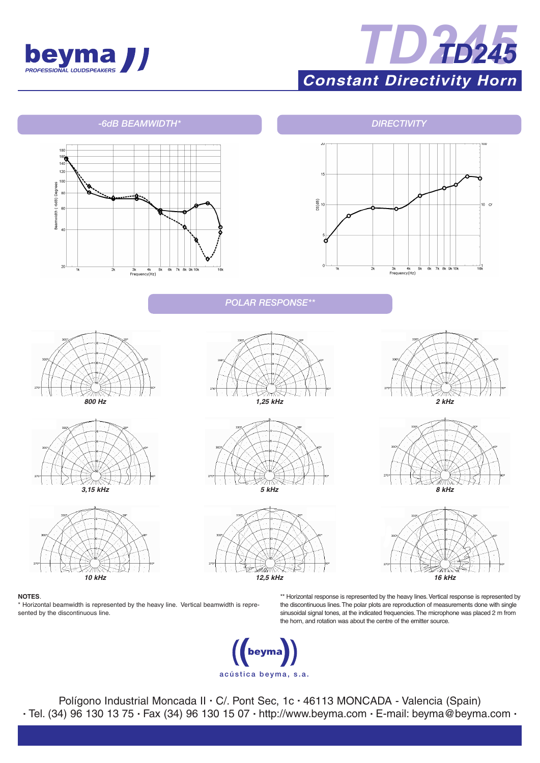# TD245

## Constant Directivity Horn

### -6dB BEAMWIDTH*

Beamwidth (-6dB) Degrees

180
160
140
120
100
80
60
40
20

1k 2k 3k 4k 5k 6k 7k 8k 9k 10k 16k

Frequency(Hz)

### DIRECTIVITY

DI(dB)

20
15
10
5
0

100
10 Q
1

1k 2k 3k 4k 5k 6k 7k 8k 9k 10k 16k

Frequency(Hz)

### POLAR RESPONSE**

800 Hz

1,25 kHz

2 kHz

3,15 kHz

5 kHz

8 kHz

10 kHz

12,5 kHz

16 kHz

**NOTES**.

* Horizontal beamwidth is represented by the heavy line. Vertical beamwidth is represented by the discontinuous line.

** Horizontal response is represented by the heavy lines. Vertical response is represented by the discontinuous lines. The polar plots are reproduction of measurements done with single sinusoidal signal tones, at the indicated frequencies. The microphone was placed 2 m from the horn, and rotation was about the centre of the emitter source.

acústica beyma, s.a.

Polígono Industrial Moncada II · C/. Pont Sec, 1c · 46113 MONCADA - Valencia (Spain)
· Tel. (34) 96 130 13 75 · Fax (34) 96 130 15 07 · http://www.beyma.com · E-mail: beyma@beyma.com ·